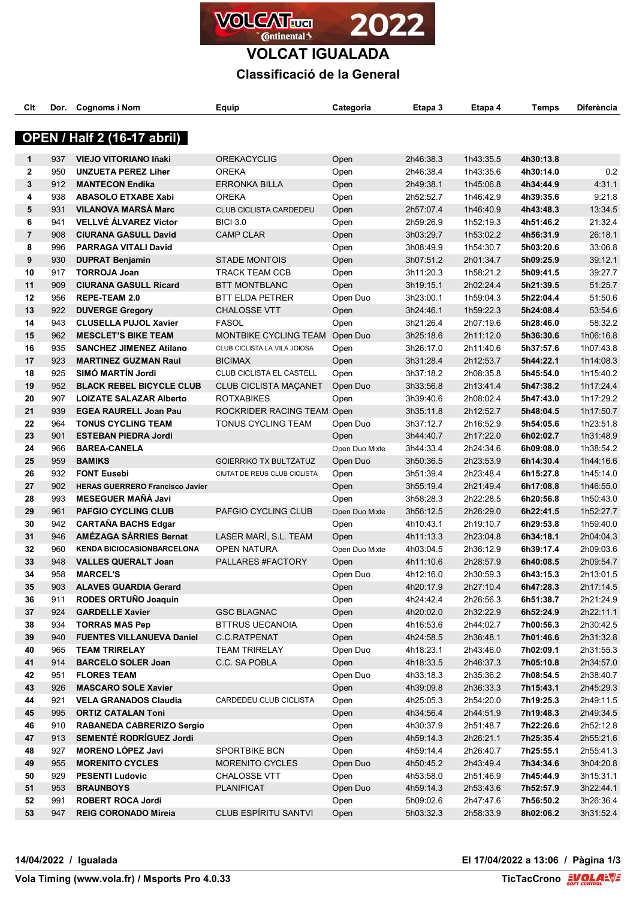# VOLCAT IGUALADA

## Classificació de la General

### OPEN / Half 2 (16-17 abril)

| Clt | Dor. | Cognoms i Nom | Equip | Categoria | Etapa 3 | Etapa 4 | Temps | Diferència |
|---|---|---|---|---|---|---|---|---|
| 1 | 937 | **VIEJO VITORIANO Iñaki** | OREKACYCLIG | Open | 2h46:38.3 | 1h43:35.5 | **4h30:13.8** | |
| 2 | 950 | **UNZUETA PEREZ Liher** | OREKA | Open | 2h46:38.4 | 1h43:35.6 | **4h30:14.0** | 0.2 |
| 3 | 912 | **MANTECON Endika** | ERRONKA BILLA | Open | 2h49:38.1 | 1h45:06.8 | **4h34:44.9** | 4:31.1 |
| 4 | 938 | **ABASOLO ETXABE Xabi** | OREKA | Open | 2h52:52.7 | 1h46:42.9 | **4h39:35.6** | 9:21.8 |
| 5 | 931 | **VILANOVA MARSÀ Marc** | CLUB CICLISTA CARDEDEU | Open | 2h57:07.4 | 1h46:40.9 | **4h43:48.3** | 13:34.5 |
| 6 | 941 | **VELLVÉ ÁLVAREZ Víctor** | BICI 3.0 | Open | 2h59:26.9 | 1h52:19.3 | **4h51:46.2** | 21:32.4 |
| 7 | 908 | **CIURANA GASULL David** | CAMP CLAR | Open | 3h03:29.7 | 1h53:02.2 | **4h56:31.9** | 26:18.1 |
| 8 | 996 | **PARRAGA VITALI David** | | Open | 3h08:49.9 | 1h54:30.7 | **5h03:20.6** | 33:06.8 |
| 9 | 930 | **DUPRAT Benjamin** | STADE MONTOIS | Open | 3h07:51.2 | 2h01:34.7 | **5h09:25.9** | 39:12.1 |
| 10 | 917 | **TORROJA Joan** | TRACK TEAM CCB | Open | 3h11:20.3 | 1h58:21.2 | **5h09:41.5** | 39:27.7 |
| 11 | 909 | **CIURANA GASULL Ricard** | BTT MONTBLANC | Open | 3h19:15.1 | 2h02:24.4 | **5h21:39.5** | 51:25.7 |
| 12 | 956 | **REPE-TEAM 2.0** | BTT ELDA PETRER | Open Duo | 3h23:00.1 | 1h59:04.3 | **5h22:04.4** | 51:50.6 |
| 13 | 922 | **DUVERGE Gregory** | CHALOSSE VTT | Open | 3h24:46.1 | 1h59:22.3 | **5h24:08.4** | 53:54.6 |
| 14 | 943 | **CLUSELLA PUJOL Xavier** | FASOL | Open | 3h21:26.4 | 2h07:19.6 | **5h28:46.0** | 58:32.2 |
| 15 | 962 | **MESCLET'S BIKE TEAM** | MONTBIKE CYCLING TEAM | Open Duo | 3h25:18.6 | 2h11:12.0 | **5h36:30.6** | 1h06:16.8 |
| 16 | 935 | **SANCHEZ JIMENEZ Atilano** | CLUB CICLISTA LA VILA JOIOSA | Open | 3h26:17.0 | 2h11:40.6 | **5h37:57.6** | 1h07:43.8 |
| 17 | 923 | **MARTINEZ GUZMAN Raul** | BICIMAX | Open | 3h31:28.4 | 2h12:53.7 | **5h44:22.1** | 1h14:08.3 |
| 18 | 925 | **SIMÓ MARTÍN Jordi** | CLUB CICLISTA EL CASTELL | Open | 3h37:18.2 | 2h08:35.8 | **5h45:54.0** | 1h15:40.2 |
| 19 | 952 | **BLACK REBEL BICYCLE CLUB** | CLUB CICLISTA MAÇANET | Open Duo | 3h33:56.8 | 2h13:41.4 | **5h47:38.2** | 1h17:24.4 |
| 20 | 907 | **LOIZATE SALAZAR Alberto** | ROTXABIKES | Open | 3h39:40.6 | 2h08:02.4 | **5h47:43.0** | 1h17:29.2 |
| 21 | 939 | **EGEA RAURELL Joan Pau** | ROCKRIDER RACING TEAM | Open | 3h35:11.8 | 2h12:52.7 | **5h48:04.5** | 1h17:50.7 |
| 22 | 964 | **TONUS CYCLING TEAM** | TONUS CYCLING TEAM | Open Duo | 3h37:12.7 | 2h16:52.9 | **5h54:05.6** | 1h23:51.8 |
| 23 | 901 | **ESTEBAN PIEDRA Jordi** | | Open | 3h44:40.7 | 2h17:22.0 | **6h02:02.7** | 1h31:48.9 |
| 24 | 966 | **BAREA-CANELA** | | Open Duo Mixte | 3h44:33.4 | 2h24:34.6 | **6h09:08.0** | 1h38:54.2 |
| 25 | 959 | **BAMIKS** | GOIERRIKO TX BULTZATUZ | Open Duo | 3h50:36.5 | 2h23:53.9 | **6h14:30.4** | 1h44:16.6 |
| 26 | 932 | **FONT Eusebi** | CIUTAT DE REUS CLUB CICLISTA | Open | 3h51:39.4 | 2h23:48.4 | **6h15:27.8** | 1h45:14.0 |
| 27 | 902 | **HERAS GUERRERO Francisco Javier** | | Open | 3h55:19.4 | 2h21:49.4 | **6h17:08.8** | 1h46:55.0 |
| 28 | 993 | **MESEGUER MAÑÀ Javi** | | Open | 3h58:28.3 | 2h22:28.5 | **6h20:56.8** | 1h50:43.0 |
| 29 | 961 | **PAFGIO CYCLING CLUB** | PAFGIO CYCLING CLUB | Open Duo Mixte | 3h56:12.5 | 2h26:29.0 | **6h22:41.5** | 1h52:27.7 |
| 30 | 942 | **CARTAÑA BACHS Edgar** | | Open | 4h10:43.1 | 2h19:10.7 | **6h29:53.8** | 1h59:40.0 |
| 31 | 946 | **AMÉZAGA SÀRRIES Bernat** | LASER MARÍ, S.L. TEAM | Open | 4h11:13.3 | 2h23:04.8 | **6h34:18.1** | 2h04:04.3 |
| 32 | 960 | **KENDA BICIOCASIONBARCELONA** | OPEN NATURA | Open Duo Mixte | 4h03:04.5 | 2h36:12.9 | **6h39:17.4** | 2h09:03.6 |
| 33 | 948 | **VALLES QUERALT Joan** | PALLARES #FACTORY | Open | 4h11:10.6 | 2h28:57.9 | **6h40:08.5** | 2h09:54.7 |
| 34 | 958 | **MARCEL'S** | | Open Duo | 4h12:16.0 | 2h30:59.3 | **6h43:15.3** | 2h13:01.5 |
| 35 | 903 | **ALAVES GUARDIA Gerard** | | Open | 4h20:17.9 | 2h27:10.4 | **6h47:28.3** | 2h17:14.5 |
| 36 | 911 | **RODES ORTUÑO Joaquin** | | Open | 4h24:42.4 | 2h26:56.3 | **6h51:38.7** | 2h21:24.9 |
| 37 | 924 | **GARDELLE Xavier** | GSC BLAGNAC | Open | 4h20:02.0 | 2h32:22.9 | **6h52:24.9** | 2h22:11.1 |
| 38 | 934 | **TORRAS MAS Pep** | BTTRUS UECANOIA | Open | 4h16:53.6 | 2h44:02.7 | **7h00:56.3** | 2h30:42.5 |
| 39 | 940 | **FUENTES VILLANUEVA Daniel** | C.C.RATPENAT | Open | 4h24:58.5 | 2h36:48.1 | **7h01:46.6** | 2h31:32.8 |
| 40 | 965 | **TEAM TRIRELAY** | TEAM TRIRELAY | Open Duo | 4h18:23.1 | 2h43:46.0 | **7h02:09.1** | 2h31:55.3 |
| 41 | 914 | **BARCELO SOLER Joan** | C.C. SA POBLA | Open | 4h18:33.5 | 2h46:37.3 | **7h05:10.8** | 2h34:57.0 |
| 42 | 951 | **FLORES TEAM** | | Open Duo | 4h33:18.3 | 2h35:36.2 | **7h08:54.5** | 2h38:40.7 |
| 43 | 926 | **MASCARO SOLE Xavier** | | Open | 4h39:09.8 | 2h36:33.3 | **7h15:43.1** | 2h45:29.3 |
| 44 | 921 | **VELA GRANADOS Claudia** | CARDEDEU CLUB CICLISTA | Open | 4h25:05.3 | 2h54:20.0 | **7h19:25.3** | 2h49:11.5 |
| 45 | 995 | **ORTIZ CATALAN Toni** | | Open | 4h34:56.4 | 2h44:51.9 | **7h19:48.3** | 2h49:34.5 |
| 46 | 910 | **RABANEDA CABRERIZO Sergio** | | Open | 4h30:37.9 | 2h51:48.7 | **7h22:26.6** | 2h52:12.8 |
| 47 | 913 | **SEMENTÉ RODRÍGUEZ Jordi** | | Open | 4h59:14.3 | 2h26:21.1 | **7h25:35.4** | 2h55:21.6 |
| 48 | 927 | **MORENO LÓPEZ Javi** | SPORTBIKE BCN | Open | 4h59:14.4 | 2h26:40.7 | **7h25:55.1** | 2h55:41.3 |
| 49 | 955 | **MORENITO CYCLES** | MORENITO CYCLES | Open Duo | 4h50:45.2 | 2h43:49.4 | **7h34:34.6** | 3h04:20.8 |
| 50 | 929 | **PESENTI Ludovic** | CHALOSSE VTT | Open | 4h53:58.0 | 2h51:46.9 | **7h45:44.9** | 3h15:31.1 |
| 51 | 953 | **BRAUNBOYS** | PLANIFICAT | Open Duo | 4h59:14.3 | 2h53:43.6 | **7h52:57.9** | 3h22:44.1 |
| 52 | 991 | **ROBERT ROCA Jordi** | | Open | 5h09:02.6 | 2h47:47.6 | **7h56:50.2** | 3h26:36.4 |
| 53 | 947 | **REIG CORONADO Mireia** | CLUB ESPÍRITU SANTVI | Open | 5h03:32.3 | 2h58:33.9 | **8h02:06.2** | 3h31:52.4 |

**14/04/2022 / Igualada** — **El 17/04/2022 a 13:06**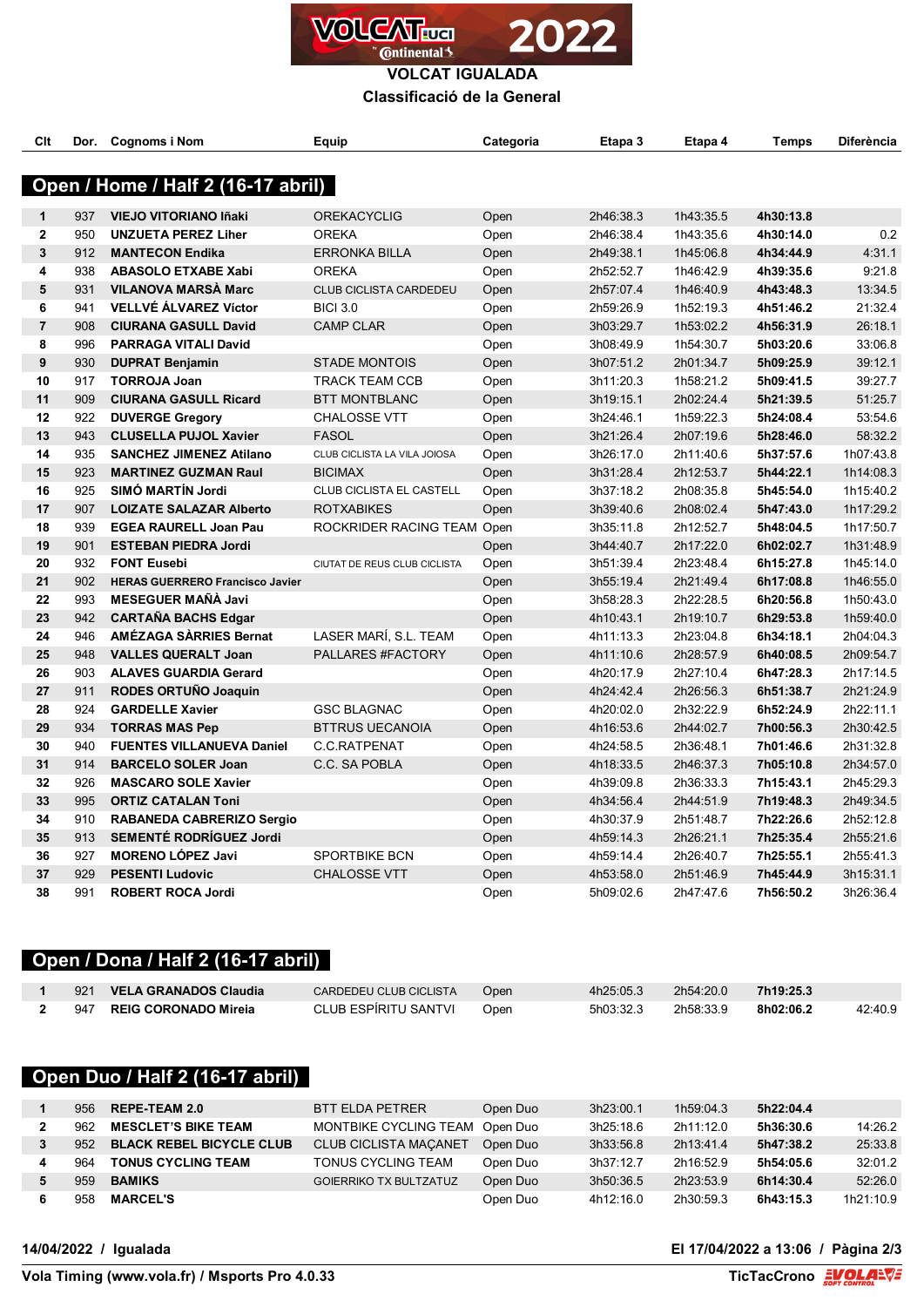# VOLCAT IGUALADA

## Classificació de la General

## Open / Home / Half 2 (16-17 abril)

| Clt | Dor. | Cognoms i Nom | Equip | Categoria | Etapa 3 | Etapa 4 | Temps | Diferència |
|---|---|---|---|---|---|---|---|---|
| 1 | 937 | **VIEJO VITORIANO Iñaki** | OREKACYCLIG | Open | 2h46:38.3 | 1h43:35.5 | **4h30:13.8** | |
| 2 | 950 | **UNZUETA PEREZ Liher** | OREKA | Open | 2h46:38.4 | 1h43:35.6 | **4h30:14.0** | 0.2 |
| 3 | 912 | **MANTECON Endika** | ERRONKA BILLA | Open | 2h49:38.1 | 1h45:06.8 | **4h34:44.9** | 4:31.1 |
| 4 | 938 | **ABASOLO ETXABE Xabi** | OREKA | Open | 2h52:52.7 | 1h46:42.9 | **4h39:35.6** | 9:21.8 |
| 5 | 931 | **VILANOVA MARSÀ Marc** | CLUB CICLISTA CARDEDEU | Open | 2h57:07.4 | 1h46:40.9 | **4h43:48.3** | 13:34.5 |
| 6 | 941 | **VELLVÉ ÁLVAREZ Víctor** | BICI 3.0 | Open | 2h59:26.9 | 1h52:19.3 | **4h51:46.2** | 21:32.4 |
| 7 | 908 | **CIURANA GASULL David** | CAMP CLAR | Open | 3h03:29.7 | 1h53:02.2 | **4h56:31.9** | 26:18.1 |
| 8 | 996 | **PARRAGA VITALI David** | | Open | 3h08:49.9 | 1h54:30.7 | **5h03:20.6** | 33:06.8 |
| 9 | 930 | **DUPRAT Benjamin** | STADE MONTOIS | Open | 3h07:51.2 | 2h01:34.7 | **5h09:25.9** | 39:12.1 |
| 10 | 917 | **TORROJA Joan** | TRACK TEAM CCB | Open | 3h11:20.3 | 1h58:21.2 | **5h09:41.5** | 39:27.7 |
| 11 | 909 | **CIURANA GASULL Ricard** | BTT MONTBLANC | Open | 3h19:15.1 | 2h02:24.4 | **5h21:39.5** | 51:25.7 |
| 12 | 922 | **DUVERGE Gregory** | CHALOSSE VTT | Open | 3h24:46.1 | 1h59:22.3 | **5h24:08.4** | 53:54.6 |
| 13 | 943 | **CLUSELLA PUJOL Xavier** | FASOL | Open | 3h21:26.4 | 2h07:19.6 | **5h28:46.0** | 58:32.2 |
| 14 | 935 | **SANCHEZ JIMENEZ Atilano** | CLUB CICLISTA LA VILA JOIOSA | Open | 3h26:17.0 | 2h11:40.6 | **5h37:57.6** | 1h07:43.8 |
| 15 | 923 | **MARTINEZ GUZMAN Raul** | BICIMAX | Open | 3h31:28.4 | 2h12:53.7 | **5h44:22.1** | 1h14:08.3 |
| 16 | 925 | **SIMÓ MARTÍN Jordi** | CLUB CICLISTA EL CASTELL | Open | 3h37:18.2 | 2h08:35.8 | **5h45:54.0** | 1h15:40.2 |
| 17 | 907 | **LOIZATE SALAZAR Alberto** | ROTXABIKES | Open | 3h39:40.6 | 2h08:02.4 | **5h47:43.0** | 1h17:29.2 |
| 18 | 939 | **EGEA RAURELL Joan Pau** | ROCKRIDER RACING TEAM | Open | 3h35:11.8 | 2h12:52.7 | **5h48:04.5** | 1h17:50.7 |
| 19 | 901 | **ESTEBAN PIEDRA Jordi** | | Open | 3h44:40.7 | 2h17:22.0 | **6h02:02.7** | 1h31:48.9 |
| 20 | 932 | **FONT Eusebi** | CIUTAT DE REUS CLUB CICLISTA | Open | 3h51:39.4 | 2h23:48.4 | **6h15:27.8** | 1h45:14.0 |
| 21 | 902 | **HERAS GUERRERO Francisco Javier** | | Open | 3h55:19.4 | 2h21:49.4 | **6h17:08.8** | 1h46:55.0 |
| 22 | 993 | **MESEGUER MAÑÀ Javi** | | Open | 3h58:28.3 | 2h22:28.5 | **6h20:56.8** | 1h50:43.0 |
| 23 | 942 | **CARTAÑA BACHS Edgar** | | Open | 4h10:43.1 | 2h19:10.7 | **6h29:53.8** | 1h59:40.0 |
| 24 | 946 | **AMÉZAGA SÀRRIES Bernat** | LASER MARÍ, S.L. TEAM | Open | 4h11:13.3 | 2h23:04.8 | **6h34:18.1** | 2h04:04.3 |
| 25 | 948 | **VALLES QUERALT Joan** | PALLARES #FACTORY | Open | 4h11:10.6 | 2h28:57.9 | **6h40:08.5** | 2h09:54.7 |
| 26 | 903 | **ALAVES GUARDIA Gerard** | | Open | 4h20:17.9 | 2h27:10.4 | **6h47:28.3** | 2h17:14.5 |
| 27 | 911 | **RODES ORTUÑO Joaquin** | | Open | 4h24:42.4 | 2h26:56.3 | **6h51:38.7** | 2h21:24.9 |
| 28 | 924 | **GARDELLE Xavier** | GSC BLAGNAC | Open | 4h20:02.0 | 2h32:22.9 | **6h52:24.9** | 2h22:11.1 |
| 29 | 934 | **TORRAS MAS Pep** | BTTRUS UECANOIA | Open | 4h16:53.6 | 2h44:02.7 | **7h00:56.3** | 2h30:42.5 |
| 30 | 940 | **FUENTES VILLANUEVA Daniel** | C.C.RATPENAT | Open | 4h24:58.5 | 2h36:48.1 | **7h01:46.6** | 2h31:32.8 |
| 31 | 914 | **BARCELO SOLER Joan** | C.C. SA POBLA | Open | 4h18:33.5 | 2h46:37.3 | **7h05:10.8** | 2h34:57.0 |
| 32 | 926 | **MASCARO SOLE Xavier** | | Open | 4h39:09.8 | 2h36:33.3 | **7h15:43.1** | 2h45:29.3 |
| 33 | 995 | **ORTIZ CATALAN Toni** | | Open | 4h34:56.4 | 2h44:51.9 | **7h19:48.3** | 2h49:34.5 |
| 34 | 910 | **RABANEDA CABRERIZO Sergio** | | Open | 4h30:37.9 | 2h51:48.7 | **7h22:26.6** | 2h52:12.8 |
| 35 | 913 | **SEMENTÉ RODRÍGUEZ Jordi** | | Open | 4h59:14.3 | 2h26:21.1 | **7h25:35.4** | 2h55:21.6 |
| 36 | 927 | **MORENO LÓPEZ Javi** | SPORTBIKE BCN | Open | 4h59:14.4 | 2h26:40.7 | **7h25:55.1** | 2h55:41.3 |
| 37 | 929 | **PESENTI Ludovic** | CHALOSSE VTT | Open | 4h53:58.0 | 2h51:46.9 | **7h45:44.9** | 3h15:31.1 |
| 38 | 991 | **ROBERT ROCA Jordi** | | Open | 5h09:02.6 | 2h47:47.6 | **7h56:50.2** | 3h26:36.4 |

## Open / Dona / Half 2 (16-17 abril)

| Clt | Dor. | Cognoms i Nom | Equip | Categoria | Etapa 3 | Etapa 4 | Temps | Diferència |
|---|---|---|---|---|---|---|---|---|
| 1 | 921 | **VELA GRANADOS Claudia** | CARDEDEU CLUB CICLISTA | Open | 4h25:05.3 | 2h54:20.0 | **7h19:25.3** | |
| 2 | 947 | **REIG CORONADO Mireia** | CLUB ESPÍRITU SANTVI | Open | 5h03:32.3 | 2h58:33.9 | **8h02:06.2** | 42:40.9 |

## Open Duo / Half 2 (16-17 abril)

| Clt | Dor. | Cognoms i Nom | Equip | Categoria | Etapa 3 | Etapa 4 | Temps | Diferència |
|---|---|---|---|---|---|---|---|---|
| 1 | 956 | **REPE-TEAM 2.0** | BTT ELDA PETRER | Open Duo | 3h23:00.1 | 1h59:04.3 | **5h22:04.4** | |
| 2 | 962 | **MESCLET'S BIKE TEAM** | MONTBIKE CYCLING TEAM | Open Duo | 3h25:18.6 | 2h11:12.0 | **5h36:30.6** | 14:26.2 |
| 3 | 952 | **BLACK REBEL BICYCLE CLUB** | CLUB CICLISTA MAÇANET | Open Duo | 3h33:56.8 | 2h13:41.4 | **5h47:38.2** | 25:33.8 |
| 4 | 964 | **TONUS CYCLING TEAM** | TONUS CYCLING TEAM | Open Duo | 3h37:12.7 | 2h16:52.9 | **5h54:05.6** | 32:01.2 |
| 5 | 959 | **BAMIKS** | GOIERRIKO TX BULTZATUZ | Open Duo | 3h50:36.5 | 2h23:53.9 | **6h14:30.4** | 52:26.0 |
| 6 | 958 | **MARCEL'S** | | Open Duo | 4h12:16.0 | 2h30:59.3 | **6h43:15.3** | 1h21:10.9 |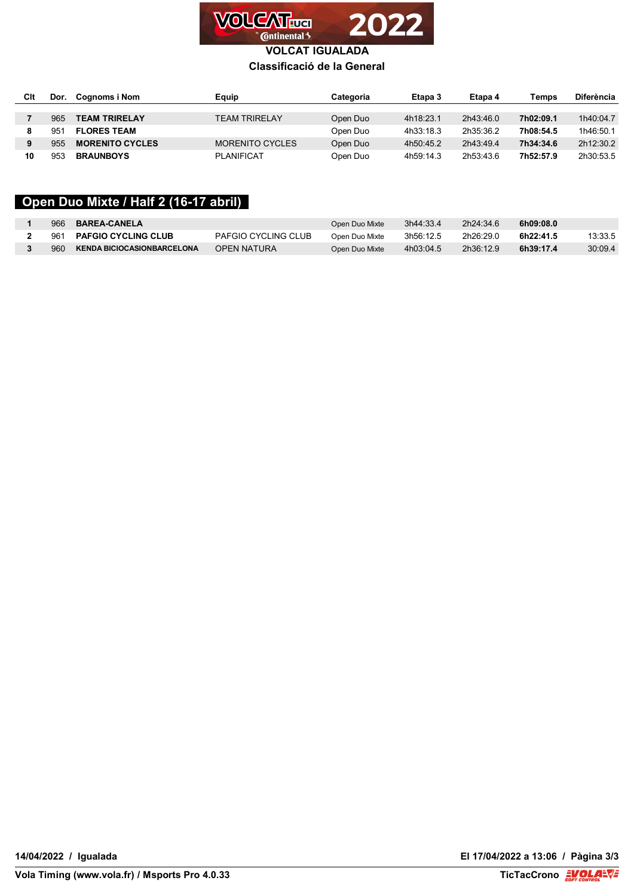VOLCAT IGUALADA

Classificació de la General

| Clt | Dor. | Cognoms i Nom | Equip | Categoria | Etapa 3 | Etapa 4 | Temps | Diferència |
|---|---|---|---|---|---|---|---|---|
| 7 | 965 | **TEAM TRIRELAY** | TEAM TRIRELAY | Open Duo | 4h18:23.1 | 2h43:46.0 | **7h02:09.1** | 1h40:04.7 |
| 8 | 951 | **FLORES TEAM** | | Open Duo | 4h33:18.3 | 2h35:36.2 | **7h08:54.5** | 1h46:50.1 |
| 9 | 955 | **MORENITO CYCLES** | MORENITO CYCLES | Open Duo | 4h50:45.2 | 2h43:49.4 | **7h34:34.6** | 2h12:30.2 |
| 10 | 953 | **BRAUNBOYS** | PLANIFICAT | Open Duo | 4h59:14.3 | 2h53:43.6 | **7h52:57.9** | 2h30:53.5 |

## Open Duo Mixte / Half 2 (16-17 abril)

| Clt | Dor. | Cognoms i Nom | Equip | Categoria | Etapa 3 | Etapa 4 | Temps | Diferència |
|---|---|---|---|---|---|---|---|---|
| 1 | 966 | **BAREA-CANELA** | | Open Duo Mixte | 3h44:33.4 | 2h24:34.6 | **6h09:08.0** | |
| 2 | 961 | **PAFGIO CYCLING CLUB** | PAFGIO CYCLING CLUB | Open Duo Mixte | 3h56:12.5 | 2h26:29.0 | **6h22:41.5** | 13:33.5 |
| 3 | 960 | **KENDA BICIOCASIONBARCELONA** | OPEN NATURA | Open Duo Mixte | 4h03:04.5 | 2h36:12.9 | **6h39:17.4** | 30:09.4 |

14/04/2022 / Igualada

El 17/04/2022 a 13:06

Vola Timing (www.vola.fr) / Msports Pro 4.0.33

TicTacCrono